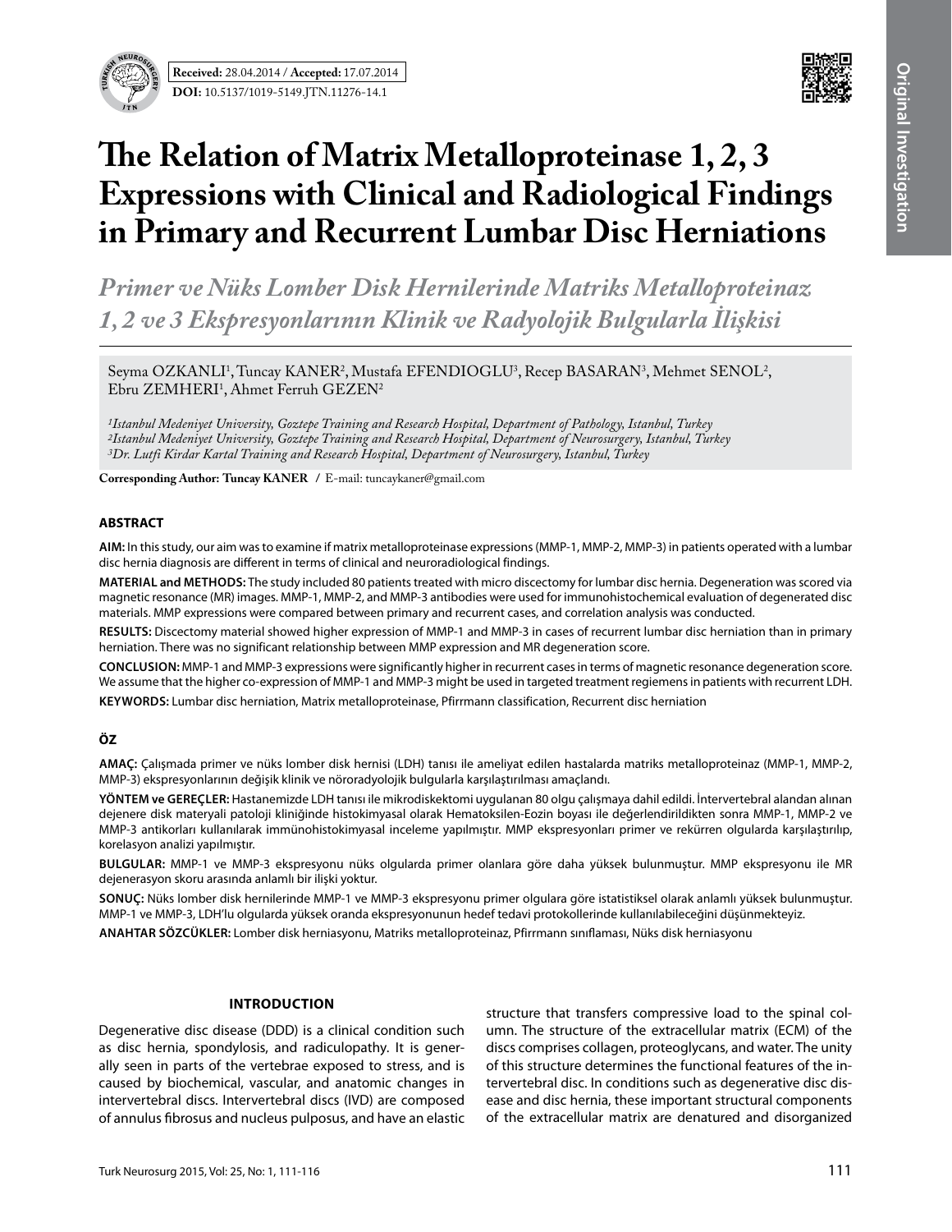**Received:** 28.04.2014 / **Accepted:** 17.07.2014

**DOI:** 10.5137/1019-5149.JTN.11276-14.1

Original Investigation

# The Relation of Matrix Metalloproteinase 1, 2, 3 Expressions with Clinical and Radiological Findings in Primary and Recurrent Lumbar Disc Herniations

## *Primer ve Nüks Lomber Disk Hernilerinde Matriks Metalloproteinaz 1, 2 ve 3 Ekspresyonlarının Klinik ve Radyolojik Bulgularla İlişkisi*

Seyma OZKANLI[1], Tuncay KANER[2], Mustafa EFENDIOGLU[3], Recep BASARAN[3], Mehmet SENOL[2], Ebru ZEMHERI[1], Ahmet Ferruh GEZEN[2]

*[1]Istanbul Medeniyet University, Goztepe Training and Research Hospital, Department of Pathology, Istanbul, Turkey*
*[2]Istanbul Medeniyet University, Goztepe Training and Research Hospital, Department of Neurosurgery, Istanbul, Turkey*
*[3]Dr. Lutfi Kirdar Kartal Training and Research Hospital, Department of Neurosurgery, Istanbul, Turkey*

**Corresponding Author: Tuncay KANER** / E-mail: tuncaykaner@gmail.com

### ABSTRACT

**AIM:** In this study, our aim was to examine if matrix metalloproteinase expressions (MMP-1, MMP-2, MMP-3) in patients operated with a lumbar disc hernia diagnosis are different in terms of clinical and neuroradiological findings.

**MATERIAL and METHODS:** The study included 80 patients treated with micro discectomy for lumbar disc hernia. Degeneration was scored via magnetic resonance (MR) images. MMP-1, MMP-2, and MMP-3 antibodies were used for immunohistochemical evaluation of degenerated disc materials. MMP expressions were compared between primary and recurrent cases, and correlation analysis was conducted.

**RESULTS:** Discectomy material showed higher expression of MMP-1 and MMP-3 in cases of recurrent lumbar disc herniation than in primary herniation. There was no significant relationship between MMP expression and MR degeneration score.

**CONCLUSION:** MMP-1 and MMP-3 expressions were significantly higher in recurrent cases in terms of magnetic resonance degeneration score. We assume that the higher co-expression of MMP-1 and MMP-3 might be used in targeted treatment regiemens in patients with recurrent LDH.

**KEYWORDS:** Lumbar disc herniation, Matrix metalloproteinase, Pfirrmann classification, Recurrent disc herniation

### ÖZ

**AMAÇ:** Çalışmada primer ve nüks lomber disk hernisi (LDH) tanısı ile ameliyat edilen hastalarda matriks metalloproteinaz (MMP-1, MMP-2, MMP-3) ekspresyonlarının değişik klinik ve nöroradyolojik bulgularla karşılaştırılması amaçlandı.

**YÖNTEM ve GEREÇLER:** Hastanemizde LDH tanısı ile mikrodiskektomi uygulanan 80 olgu çalışmaya dahil edildi. İntervertebral alandan alınan dejenere disk materyali patoloji kliniğinde histokimyasal olarak Hematoksilen-Eozin boyası ile değerlendirildikten sonra MMP-1, MMP-2 ve MMP-3 antikorları kullanılarak immünohistokimyasal inceleme yapılmıştır. MMP ekspresyonları primer ve rekürren olgularda karşılaştırılıp, korelasyon analizi yapılmıştır.

**BULGULAR:** MMP-1 ve MMP-3 ekspresyonu nüks olgularda primer olanlara göre daha yüksek bulunmuştur. MMP ekspresyonu ile MR dejenerasyon skoru arasında anlamlı bir ilişki yoktur.

**SONUÇ:** Nüks lomber disk hernilerinde MMP-1 ve MMP-3 ekspresyonu primer olgulara göre istatistiksel olarak anlamlı yüksek bulunmuştur. MMP-1 ve MMP-3, LDH'lu olgularda yüksek oranda ekspresyonunun hedef tedavi protokollerinde kullanılabileceğini düşünmekteyiz.

**ANAHTAR SÖZCÜKLER:** Lomber disk herniasyonu, Matriks metalloproteinaz, Pfirrmann sınıflaması, Nüks disk herniasyonu

### INTRODUCTION

Degenerative disc disease (DDD) is a clinical condition such as disc hernia, spondylosis, and radiculopathy. It is generally seen in parts of the vertebrae exposed to stress, and is caused by biochemical, vascular, and anatomic changes in intervertebral discs. Intervertebral discs (IVD) are composed of annulus fibrosus and nucleus pulposus, and have an elastic structure that transfers compressive load to the spinal column. The structure of the extracellular matrix (ECM) of the discs comprises collagen, proteoglycans, and water. The unity of this structure determines the functional features of the intervertebral disc. In conditions such as degenerative disc disease and disc hernia, these important structural components of the extracellular matrix are denatured and disorganized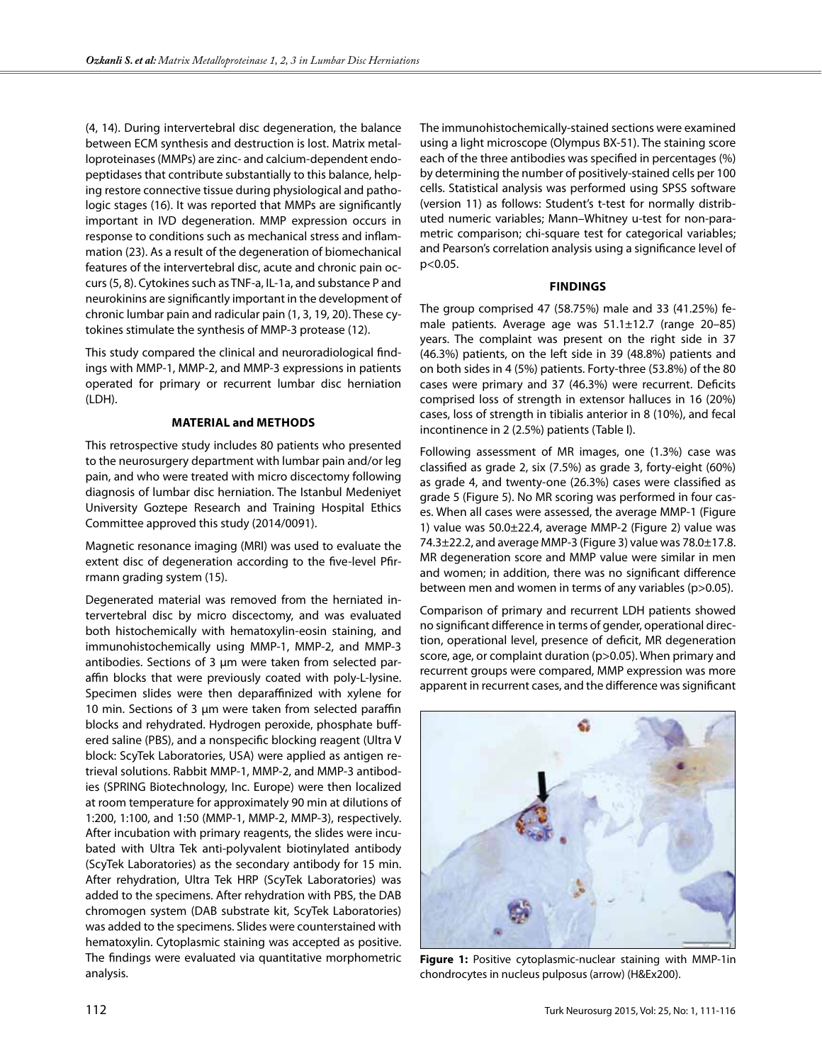(4, 14). During intervertebral disc degeneration, the balance between ECM synthesis and destruction is lost. Matrix metalloproteinases (MMPs) are zinc- and calcium-dependent endopeptidases that contribute substantially to this balance, helping restore connective tissue during physiological and pathologic stages (16). It was reported that MMPs are significantly important in IVD degeneration. MMP expression occurs in response to conditions such as mechanical stress and inflammation (23). As a result of the degeneration of biomechanical features of the intervertebral disc, acute and chronic pain occurs (5, 8). Cytokines such as TNF-a, IL-1a, and substance P and neurokinins are significantly important in the development of chronic lumbar pain and radicular pain (1, 3, 19, 20). These cytokines stimulate the synthesis of MMP-3 protease (12).

This study compared the clinical and neuroradiological findings with MMP-1, MMP-2, and MMP-3 expressions in patients operated for primary or recurrent lumbar disc herniation (LDH).

## MATERIAL and METHODS

This retrospective study includes 80 patients who presented to the neurosurgery department with lumbar pain and/or leg pain, and who were treated with micro discectomy following diagnosis of lumbar disc herniation. The Istanbul Medeniyet University Goztepe Research and Training Hospital Ethics Committee approved this study (2014/0091).

Magnetic resonance imaging (MRI) was used to evaluate the extent disc of degeneration according to the five-level Pfirrmann grading system (15).

Degenerated material was removed from the herniated intervertebral disc by micro discectomy, and was evaluated both histochemically with hematoxylin-eosin staining, and immunohistochemically using MMP-1, MMP-2, and MMP-3 antibodies. Sections of 3 µm were taken from selected paraffin blocks that were previously coated with poly-L-lysine. Specimen slides were then deparaffinized with xylene for 10 min. Sections of 3 µm were taken from selected paraffin blocks and rehydrated. Hydrogen peroxide, phosphate buffered saline (PBS), and a nonspecific blocking reagent (Ultra V block: ScyTek Laboratories, USA) were applied as antigen retrieval solutions. Rabbit MMP-1, MMP-2, and MMP-3 antibodies (SPRING Biotechnology, Inc. Europe) were then localized at room temperature for approximately 90 min at dilutions of 1:200, 1:100, and 1:50 (MMP-1, MMP-2, MMP-3), respectively. After incubation with primary reagents, the slides were incubated with Ultra Tek anti-polyvalent biotinylated antibody (ScyTek Laboratories) as the secondary antibody for 15 min. After rehydration, Ultra Tek HRP (ScyTek Laboratories) was added to the specimens. After rehydration with PBS, the DAB chromogen system (DAB substrate kit, ScyTek Laboratories) was added to the specimens. Slides were counterstained with hematoxylin. Cytoplasmic staining was accepted as positive. The findings were evaluated via quantitative morphometric analysis.

The immunohistochemically-stained sections were examined using a light microscope (Olympus BX-51). The staining score each of the three antibodies was specified in percentages (%) by determining the number of positively-stained cells per 100 cells. Statistical analysis was performed using SPSS software (version 11) as follows: Student's t-test for normally distributed numeric variables; Mann–Whitney u-test for non-parametric comparison; chi-square test for categorical variables; and Pearson's correlation analysis using a significance level of $p<0.05$.

## FINDINGS

The group comprised 47 (58.75%) male and 33 (41.25%) female patients. Average age was 51.1±12.7 (range 20–85) years. The complaint was present on the right side in 37 (46.3%) patients, on the left side in 39 (48.8%) patients and on both sides in 4 (5%) patients. Forty-three (53.8%) of the 80 cases were primary and 37 (46.3%) were recurrent. Deficits comprised loss of strength in extensor halluces in 16 (20%) cases, loss of strength in tibialis anterior in 8 (10%), and fecal incontinence in 2 (2.5%) patients (Table I).

Following assessment of MR images, one (1.3%) case was classified as grade 2, six (7.5%) as grade 3, forty-eight (60%) as grade 4, and twenty-one (26.3%) cases were classified as grade 5 (Figure 5). No MR scoring was performed in four cases. When all cases were assessed, the average MMP-1 (Figure 1) value was 50.0±22.4, average MMP-2 (Figure 2) value was 74.3±22.2, and average MMP-3 (Figure 3) value was 78.0±17.8. MR degeneration score and MMP value were similar in men and women; in addition, there was no significant difference between men and women in terms of any variables ($p>0.05$).

Comparison of primary and recurrent LDH patients showed no significant difference in terms of gender, operational direction, operational level, presence of deficit, MR degeneration score, age, or complaint duration ($p>0.05$). When primary and recurrent groups were compared, MMP expression was more apparent in recurrent cases, and the difference was significant

**Figure 1:** Positive cytoplasmic-nuclear staining with MMP-1in chondrocytes in nucleus pulposus (arrow) (H&Ex200).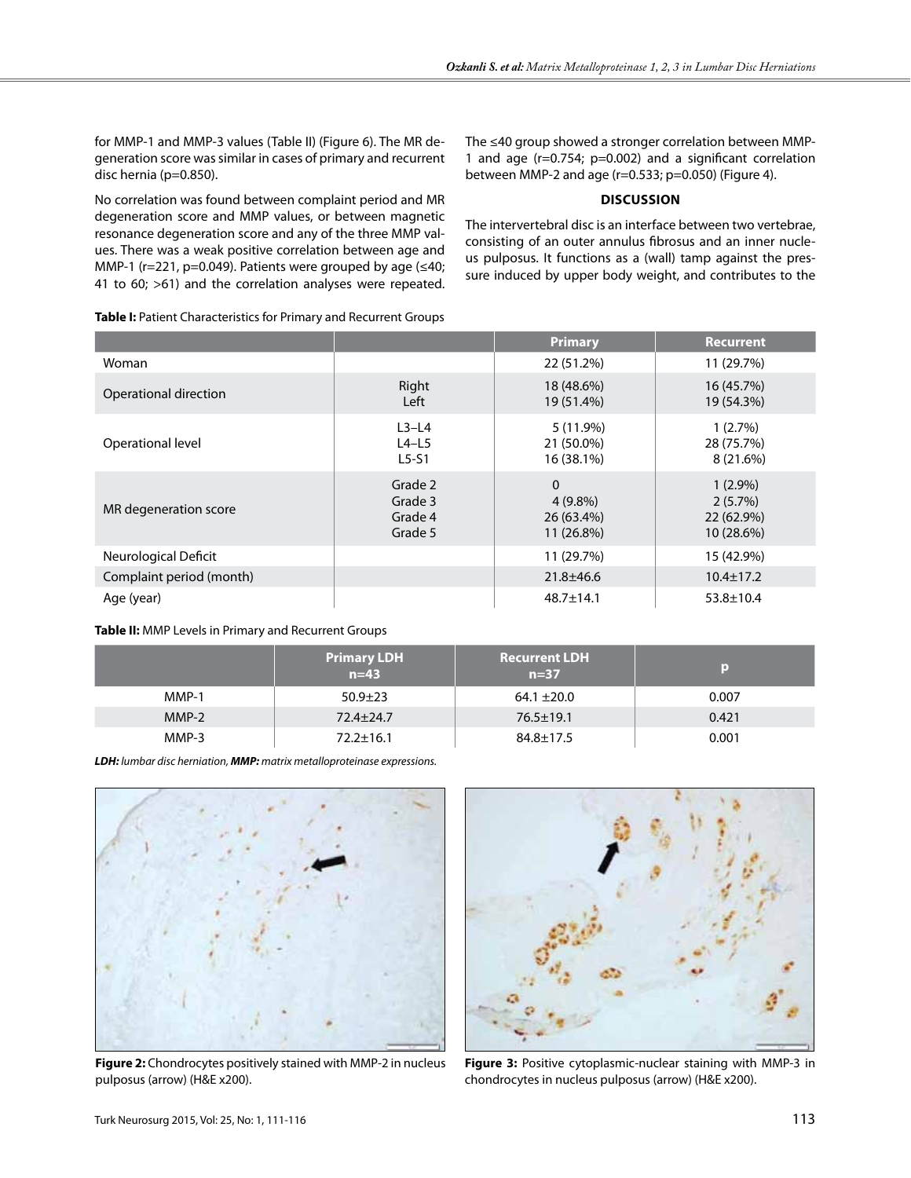for MMP-1 and MMP-3 values (Table II) (Figure 6). The MR degeneration score was similar in cases of primary and recurrent disc hernia (p=0.850).

No correlation was found between complaint period and MR degeneration score and MMP values, or between magnetic resonance degeneration score and any of the three MMP values. There was a weak positive correlation between age and MMP-1 (r=221, p=0.049). Patients were grouped by age (≤40; 41 to 60; >61) and the correlation analyses were repeated. The ≤40 group showed a stronger correlation between MMP-1 and age (r=0.754; p=0.002) and a significant correlation between MMP-2 and age (r=0.533; p=0.050) (Figure 4).

## DISCUSSION

The intervertebral disc is an interface between two vertebrae, consisting of an outer annulus fibrosus and an inner nucleus pulposus. It functions as a (wall) tamp against the pressure induced by upper body weight, and contributes to the

**Table I:** Patient Characteristics for Primary and Recurrent Groups

| | | Primary | Recurrent |
|---|---|---|---|
| Woman | | 22 (51.2%) | 11 (29.7%) |
| Operational direction | Right<br>Left | 18 (48.6%)<br>19 (51.4%) | 16 (45.7%)<br>19 (54.3%) |
| Operational level | L3–L4<br>L4–L5<br>L5-S1 | 5 (11.9%)<br>21 (50.0%)<br>16 (38.1%) | 1 (2.7%)<br>28 (75.7%)<br>8 (21.6%) |
| MR degeneration score | Grade 2<br>Grade 3<br>Grade 4<br>Grade 5 | 0<br>4 (9.8%)<br>26 (63.4%)<br>11 (26.8%) | 1 (2.9%)<br>2 (5.7%)<br>22 (62.9%)<br>10 (28.6%) |
| Neurological Deficit | | 11 (29.7%) | 15 (42.9%) |
| Complaint period (month) | | 21.8±46.6 | 10.4±17.2 |
| Age (year) | | 48.7±14.1 | 53.8±10.4 |

**Table II:** MMP Levels in Primary and Recurrent Groups

| | Primary LDH n=43 | Recurrent LDH n=37 | p |
|---|---|---|---|
| MMP-1 | 50.9±23 | 64.1 ±20.0 | 0.007 |
| MMP-2 | 72.4±24.7 | 76.5±19.1 | 0.421 |
| MMP-3 | 72.2±16.1 | 84.8±17.5 | 0.001 |

***LDH:** lumbar disc herniation, **MMP:** matrix metalloproteinase expressions.*

**Figure 2:** Chondrocytes positively stained with MMP-2 in nucleus pulposus (arrow) (H&E x200).

**Figure 3:** Positive cytoplasmic-nuclear staining with MMP-3 in chondrocytes in nucleus pulposus (arrow) (H&E x200).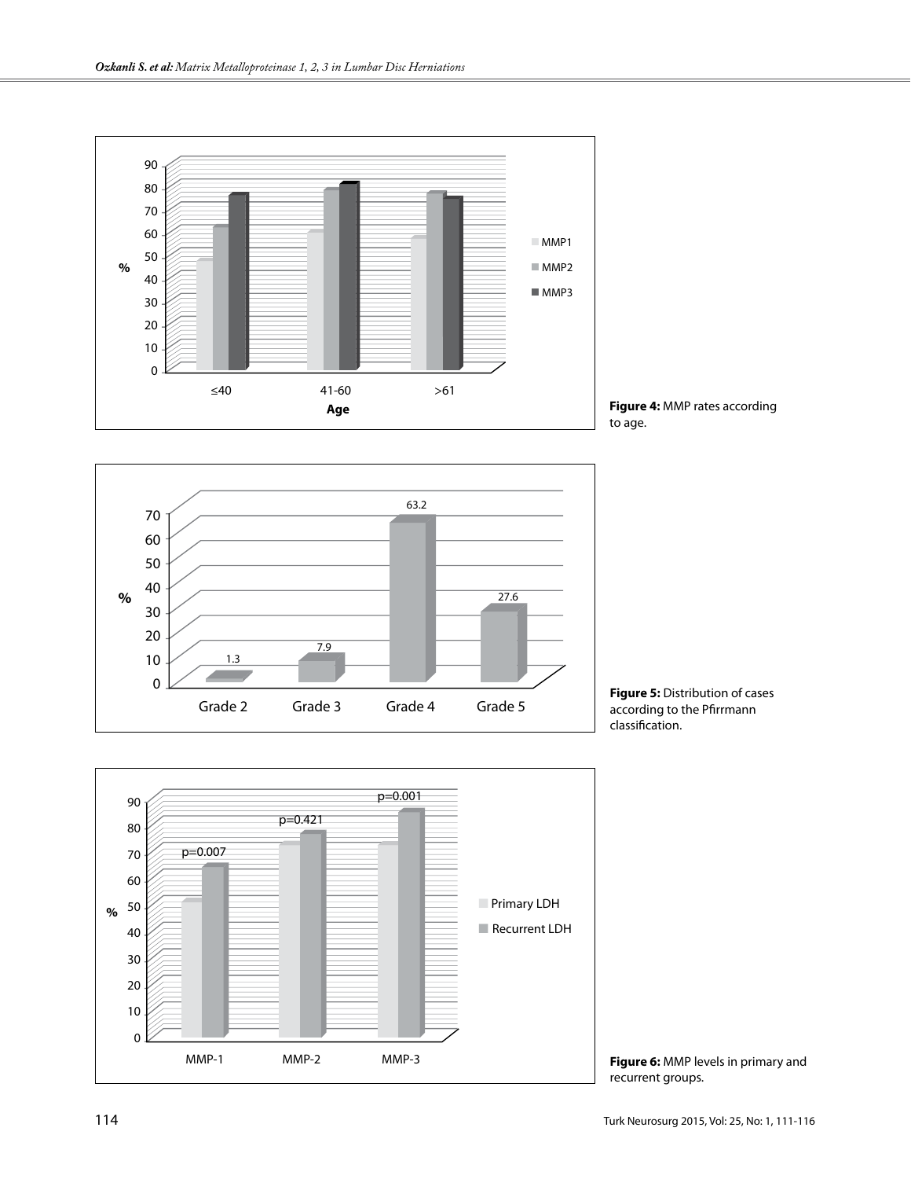**Figure 4:** MMP rates according to age.

**Figure 5:** Distribution of cases according to the Pfirrmann classification.

**Figure 6:** MMP levels in primary and recurrent groups.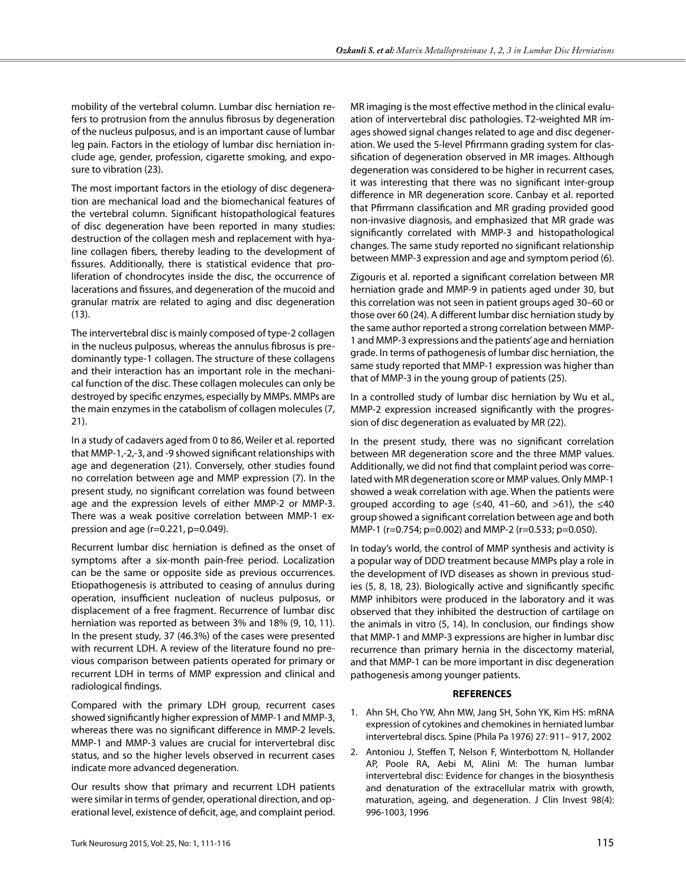mobility of the vertebral column. Lumbar disc herniation refers to protrusion from the annulus fibrosus by degeneration of the nucleus pulposus, and is an important cause of lumbar leg pain. Factors in the etiology of lumbar disc herniation include age, gender, profession, cigarette smoking, and exposure to vibration (23).

The most important factors in the etiology of disc degeneration are mechanical load and the biomechanical features of the vertebral column. Significant histopathological features of disc degeneration have been reported in many studies: destruction of the collagen mesh and replacement with hyaline collagen fibers, thereby leading to the development of fissures. Additionally, there is statistical evidence that proliferation of chondrocytes inside the disc, the occurrence of lacerations and fissures, and degeneration of the mucoid and granular matrix are related to aging and disc degeneration (13).

The intervertebral disc is mainly composed of type-2 collagen in the nucleus pulposus, whereas the annulus fibrosus is predominantly type-1 collagen. The structure of these collagens and their interaction has an important role in the mechanical function of the disc. These collagen molecules can only be destroyed by specific enzymes, especially by MMPs. MMPs are the main enzymes in the catabolism of collagen molecules (7, 21).

In a study of cadavers aged from 0 to 86, Weiler et al. reported that MMP-1,-2,-3, and -9 showed significant relationships with age and degeneration (21). Conversely, other studies found no correlation between age and MMP expression (7). In the present study, no significant correlation was found between age and the expression levels of either MMP-2 or MMP-3. There was a weak positive correlation between MMP-1 expression and age (r=0.221, p=0.049).

Recurrent lumbar disc herniation is defined as the onset of symptoms after a six-month pain-free period. Localization can be the same or opposite side as previous occurrences. Etiopathogenesis is attributed to ceasing of annulus during operation, insufficient nucleation of nucleus pulposus, or displacement of a free fragment. Recurrence of lumbar disc herniation was reported as between 3% and 18% (9, 10, 11). In the present study, 37 (46.3%) of the cases were presented with recurrent LDH. A review of the literature found no previous comparison between patients operated for primary or recurrent LDH in terms of MMP expression and clinical and radiological findings.

Compared with the primary LDH group, recurrent cases showed significantly higher expression of MMP-1 and MMP-3, whereas there was no significant difference in MMP-2 levels. MMP-1 and MMP-3 values are crucial for intervertebral disc status, and so the higher levels observed in recurrent cases indicate more advanced degeneration.

Our results show that primary and recurrent LDH patients were similar in terms of gender, operational direction, and operational level, existence of deficit, age, and complaint period. MR imaging is the most effective method in the clinical evaluation of intervertebral disc pathologies. T2-weighted MR images showed signal changes related to age and disc degeneration. We used the 5-level Pfirrmann grading system for classification of degeneration observed in MR images. Although degeneration was considered to be higher in recurrent cases, it was interesting that there was no significant inter-group difference in MR degeneration score. Canbay et al. reported that Pfirrmann classification and MR grading provided good non-invasive diagnosis, and emphasized that MR grade was significantly correlated with MMP-3 and histopathological changes. The same study reported no significant relationship between MMP-3 expression and age and symptom period (6).

Zigouris et al. reported a significant correlation between MR herniation grade and MMP-9 in patients aged under 30, but this correlation was not seen in patient groups aged 30–60 or those over 60 (24). A different lumbar disc herniation study by the same author reported a strong correlation between MMP-1 and MMP-3 expressions and the patients' age and herniation grade. In terms of pathogenesis of lumbar disc herniation, the same study reported that MMP-1 expression was higher than that of MMP-3 in the young group of patients (25).

In a controlled study of lumbar disc herniation by Wu et al., MMP-2 expression increased significantly with the progression of disc degeneration as evaluated by MR (22).

In the present study, there was no significant correlation between MR degeneration score and the three MMP values. Additionally, we did not find that complaint period was correlated with MR degeneration score or MMP values. Only MMP-1 showed a weak correlation with age. When the patients were grouped according to age (≤40, 41–60, and >61), the ≤40 group showed a significant correlation between age and both MMP-1 (r=0.754; p=0.002) and MMP-2 (r=0.533; p=0.050).

In today's world, the control of MMP synthesis and activity is a popular way of DDD treatment because MMPs play a role in the development of IVD diseases as shown in previous studies (5, 8, 18, 23). Biologically active and significantly specific MMP inhibitors were produced in the laboratory and it was observed that they inhibited the destruction of cartilage on the animals in vitro (5, 14). In conclusion, our findings show that MMP-1 and MMP-3 expressions are higher in lumbar disc recurrence than primary hernia in the discectomy material, and that MMP-1 can be more important in disc degeneration pathogenesis among younger patients.

## REFERENCES

1. Ahn SH, Cho YW, Ahn MW, Jang SH, Sohn YK, Kim HS: mRNA expression of cytokines and chemokines in herniated lumbar intervertebral discs. Spine (Phila Pa 1976) 27: 911– 917, 2002
2. Antoniou J, Steffen T, Nelson F, Winterbottom N, Hollander AP, Poole RA, Aebi M, Alini M: The human lumbar intervertebral disc: Evidence for changes in the biosynthesis and denaturation of the extracellular matrix with growth, maturation, ageing, and degeneration. J Clin Invest 98(4): 996-1003, 1996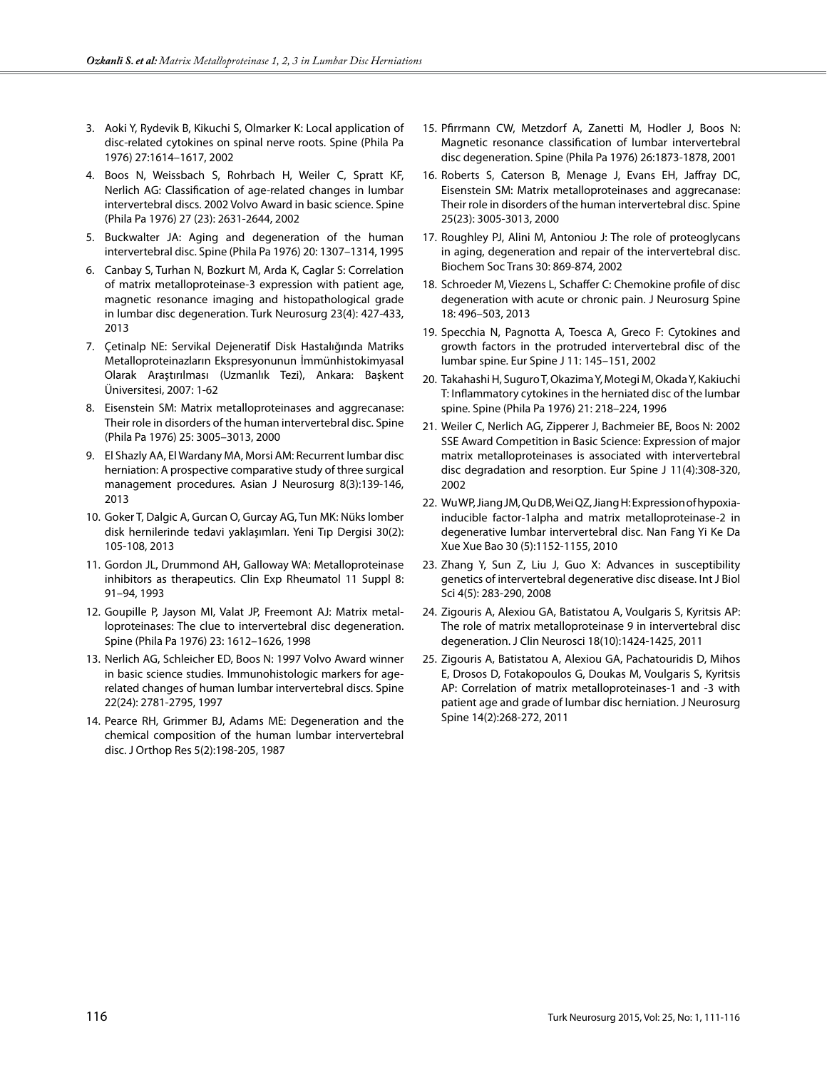3. Aoki Y, Rydevik B, Kikuchi S, Olmarker K: Local application of disc-related cytokines on spinal nerve roots. Spine (Phila Pa 1976) 27:1614–1617, 2002
4. Boos N, Weissbach S, Rohrbach H, Weiler C, Spratt KF, Nerlich AG: Classification of age-related changes in lumbar intervertebral discs. 2002 Volvo Award in basic science. Spine (Phila Pa 1976) 27 (23): 2631-2644, 2002
5. Buckwalter JA: Aging and degeneration of the human intervertebral disc. Spine (Phila Pa 1976) 20: 1307–1314, 1995
6. Canbay S, Turhan N, Bozkurt M, Arda K, Caglar S: Correlation of matrix metalloproteinase-3 expression with patient age, magnetic resonance imaging and histopathological grade in lumbar disc degeneration. Turk Neurosurg 23(4): 427-433, 2013
7. Çetinalp NE: Servikal Dejeneratif Disk Hastalığında Matriks Metalloproteinazların Ekspresyonunun İmmünhistokimyasal Olarak Araştırılması (Uzmanlık Tezi), Ankara: Başkent Üniversitesi, 2007: 1-62
8. Eisenstein SM: Matrix metalloproteinases and aggrecanase: Their role in disorders of the human intervertebral disc. Spine (Phila Pa 1976) 25: 3005–3013, 2000
9. El Shazly AA, El Wardany MA, Morsi AM: Recurrent lumbar disc herniation: A prospective comparative study of three surgical management procedures. Asian J Neurosurg 8(3):139-146, 2013
10. Goker T, Dalgic A, Gurcan O, Gurcay AG, Tun MK: Nüks lomber disk hernilerinde tedavi yaklaşımları. Yeni Tıp Dergisi 30(2): 105-108, 2013
11. Gordon JL, Drummond AH, Galloway WA: Metalloproteinase inhibitors as therapeutics. Clin Exp Rheumatol 11 Suppl 8: 91–94, 1993
12. Goupille P, Jayson MI, Valat JP, Freemont AJ: Matrix metalloproteinases: The clue to intervertebral disc degeneration. Spine (Phila Pa 1976) 23: 1612–1626, 1998
13. Nerlich AG, Schleicher ED, Boos N: 1997 Volvo Award winner in basic science studies. Immunohistologic markers for age-related changes of human lumbar intervertebral discs. Spine 22(24): 2781-2795, 1997
14. Pearce RH, Grimmer BJ, Adams ME: Degeneration and the chemical composition of the human lumbar intervertebral disc. J Orthop Res 5(2):198-205, 1987
15. Pfirrmann CW, Metzdorf A, Zanetti M, Hodler J, Boos N: Magnetic resonance classification of lumbar intervertebral disc degeneration. Spine (Phila Pa 1976) 26:1873-1878, 2001
16. Roberts S, Caterson B, Menage J, Evans EH, Jaffray DC, Eisenstein SM: Matrix metalloproteinases and aggrecanase: Their role in disorders of the human intervertebral disc. Spine 25(23): 3005-3013, 2000
17. Roughley PJ, Alini M, Antoniou J: The role of proteoglycans in aging, degeneration and repair of the intervertebral disc. Biochem Soc Trans 30: 869-874, 2002
18. Schroeder M, Viezens L, Schaffer C: Chemokine profile of disc degeneration with acute or chronic pain. J Neurosurg Spine 18: 496–503, 2013
19. Specchia N, Pagnotta A, Toesca A, Greco F: Cytokines and growth factors in the protruded intervertebral disc of the lumbar spine. Eur Spine J 11: 145–151, 2002
20. Takahashi H, Suguro T, Okazima Y, Motegi M, Okada Y, Kakiuchi T: Inflammatory cytokines in the herniated disc of the lumbar spine. Spine (Phila Pa 1976) 21: 218–224, 1996
21. Weiler C, Nerlich AG, Zipperer J, Bachmeier BE, Boos N: 2002 SSE Award Competition in Basic Science: Expression of major matrix metalloproteinases is associated with intervertebral disc degradation and resorption. Eur Spine J 11(4):308-320, 2002
22. Wu WP, Jiang JM, Qu DB, Wei QZ, Jiang H: Expression of hypoxia-inducible factor-1alpha and matrix metalloproteinase-2 in degenerative lumbar intervertebral disc. Nan Fang Yi Ke Da Xue Xue Bao 30 (5):1152-1155, 2010
23. Zhang Y, Sun Z, Liu J, Guo X: Advances in susceptibility genetics of intervertebral degenerative disc disease. Int J Biol Sci 4(5): 283-290, 2008
24. Zigouris A, Alexiou GA, Batistatou A, Voulgaris S, Kyritsis AP: The role of matrix metalloproteinase 9 in intervertebral disc degeneration. J Clin Neurosci 18(10):1424-1425, 2011
25. Zigouris A, Batistatou A, Alexiou GA, Pachatouridis D, Mihos E, Drosos D, Fotakopoulos G, Doukas M, Voulgaris S, Kyritsis AP: Correlation of matrix metalloproteinases-1 and -3 with patient age and grade of lumbar disc herniation. J Neurosurg Spine 14(2):268-272, 2011